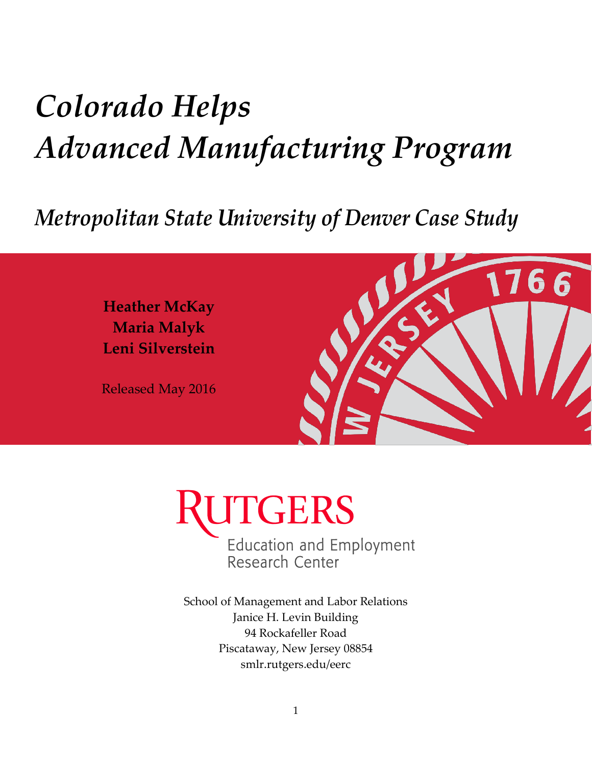# *Colorado Helps Advanced Manufacturing Program*

## *Metropolitan State University of Denver Case Study*

**Heather McKay**
**Maria Malyk**
**Leni Silverstein**

Released May 2016

RUTGERS
Education and Employment Research Center

School of Management and Labor Relations
Janice H. Levin Building
94 Rockafeller Road
Piscataway, New Jersey 08854
smlr.rutgers.edu/eerc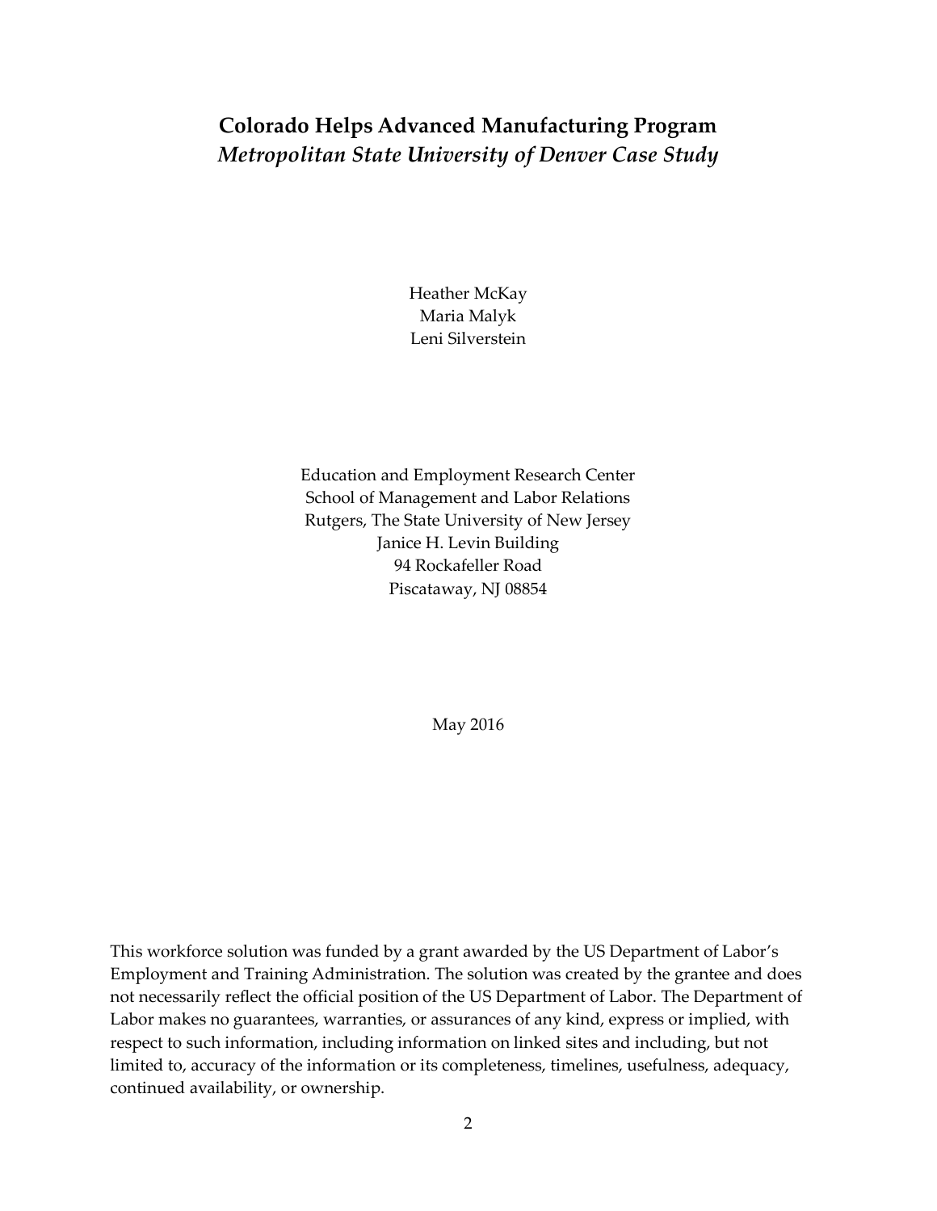# Colorado Helps Advanced Manufacturing Program

## *Metropolitan State University of Denver Case Study*

Heather McKay
Maria Malyk
Leni Silverstein

Education and Employment Research Center
School of Management and Labor Relations
Rutgers, The State University of New Jersey
Janice H. Levin Building
94 Rockafeller Road
Piscataway, NJ 08854

May 2016

This workforce solution was funded by a grant awarded by the US Department of Labor's Employment and Training Administration. The solution was created by the grantee and does not necessarily reflect the official position of the US Department of Labor. The Department of Labor makes no guarantees, warranties, or assurances of any kind, express or implied, with respect to such information, including information on linked sites and including, but not limited to, accuracy of the information or its completeness, timelines, usefulness, adequacy, continued availability, or ownership.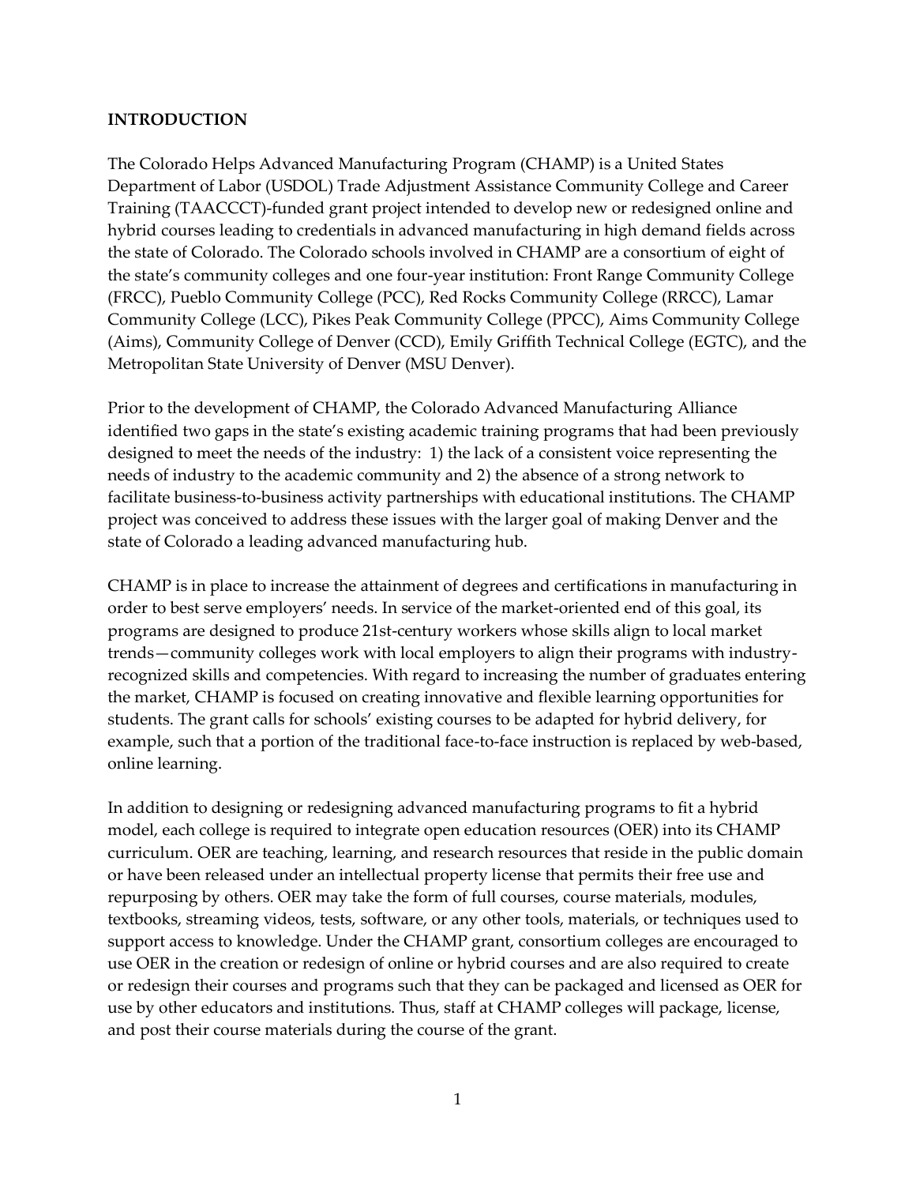## INTRODUCTION

The Colorado Helps Advanced Manufacturing Program (CHAMP) is a United States Department of Labor (USDOL) Trade Adjustment Assistance Community College and Career Training (TAACCCT)-funded grant project intended to develop new or redesigned online and hybrid courses leading to credentials in advanced manufacturing in high demand fields across the state of Colorado. The Colorado schools involved in CHAMP are a consortium of eight of the state's community colleges and one four-year institution: Front Range Community College (FRCC), Pueblo Community College (PCC), Red Rocks Community College (RRCC), Lamar Community College (LCC), Pikes Peak Community College (PPCC), Aims Community College (Aims), Community College of Denver (CCD), Emily Griffith Technical College (EGTC), and the Metropolitan State University of Denver (MSU Denver).

Prior to the development of CHAMP, the Colorado Advanced Manufacturing Alliance identified two gaps in the state's existing academic training programs that had been previously designed to meet the needs of the industry: 1) the lack of a consistent voice representing the needs of industry to the academic community and 2) the absence of a strong network to facilitate business-to-business activity partnerships with educational institutions. The CHAMP project was conceived to address these issues with the larger goal of making Denver and the state of Colorado a leading advanced manufacturing hub.

CHAMP is in place to increase the attainment of degrees and certifications in manufacturing in order to best serve employers' needs. In service of the market-oriented end of this goal, its programs are designed to produce 21st-century workers whose skills align to local market trends—community colleges work with local employers to align their programs with industry-recognized skills and competencies. With regard to increasing the number of graduates entering the market, CHAMP is focused on creating innovative and flexible learning opportunities for students. The grant calls for schools' existing courses to be adapted for hybrid delivery, for example, such that a portion of the traditional face-to-face instruction is replaced by web-based, online learning.

In addition to designing or redesigning advanced manufacturing programs to fit a hybrid model, each college is required to integrate open education resources (OER) into its CHAMP curriculum. OER are teaching, learning, and research resources that reside in the public domain or have been released under an intellectual property license that permits their free use and repurposing by others. OER may take the form of full courses, course materials, modules, textbooks, streaming videos, tests, software, or any other tools, materials, or techniques used to support access to knowledge. Under the CHAMP grant, consortium colleges are encouraged to use OER in the creation or redesign of online or hybrid courses and are also required to create or redesign their courses and programs such that they can be packaged and licensed as OER for use by other educators and institutions. Thus, staff at CHAMP colleges will package, license, and post their course materials during the course of the grant.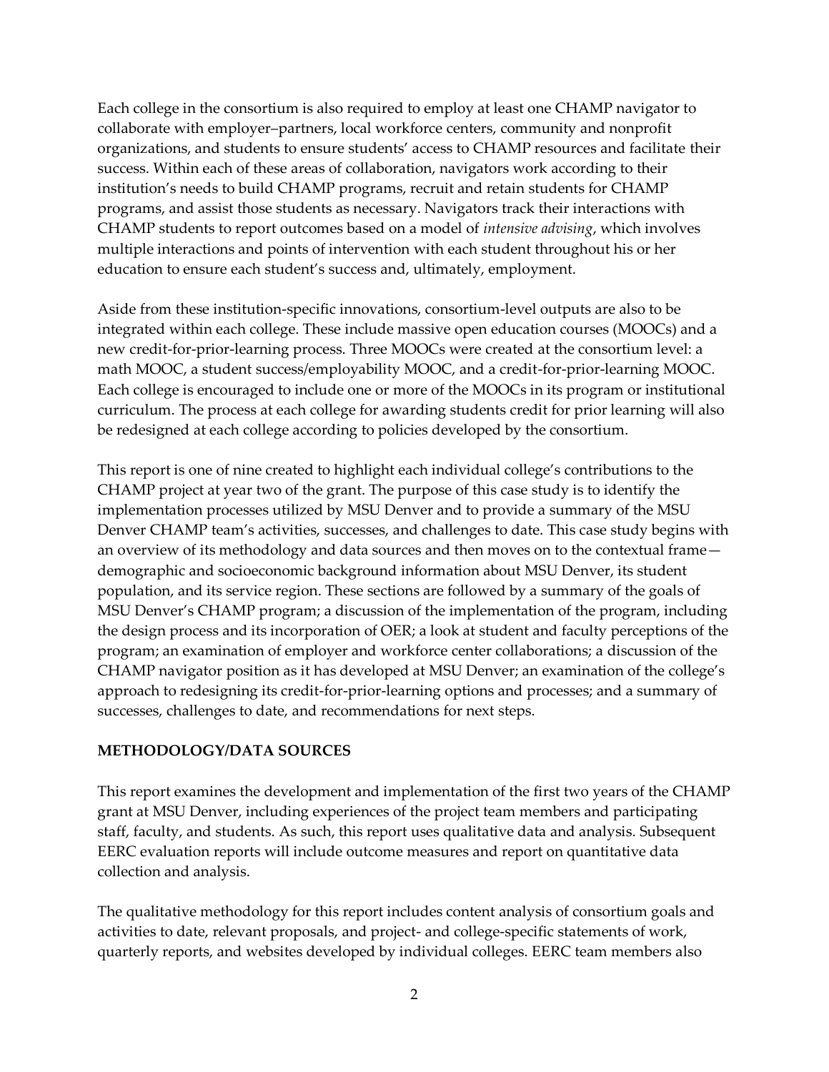Each college in the consortium is also required to employ at least one CHAMP navigator to collaborate with employer–partners, local workforce centers, community and nonprofit organizations, and students to ensure students' access to CHAMP resources and facilitate their success. Within each of these areas of collaboration, navigators work according to their institution's needs to build CHAMP programs, recruit and retain students for CHAMP programs, and assist those students as necessary. Navigators track their interactions with CHAMP students to report outcomes based on a model of *intensive advising*, which involves multiple interactions and points of intervention with each student throughout his or her education to ensure each student's success and, ultimately, employment.

Aside from these institution-specific innovations, consortium-level outputs are also to be integrated within each college. These include massive open education courses (MOOCs) and a new credit-for-prior-learning process. Three MOOCs were created at the consortium level: a math MOOC, a student success/employability MOOC, and a credit-for-prior-learning MOOC. Each college is encouraged to include one or more of the MOOCs in its program or institutional curriculum. The process at each college for awarding students credit for prior learning will also be redesigned at each college according to policies developed by the consortium.

This report is one of nine created to highlight each individual college's contributions to the CHAMP project at year two of the grant. The purpose of this case study is to identify the implementation processes utilized by MSU Denver and to provide a summary of the MSU Denver CHAMP team's activities, successes, and challenges to date. This case study begins with an overview of its methodology and data sources and then moves on to the contextual frame—demographic and socioeconomic background information about MSU Denver, its student population, and its service region. These sections are followed by a summary of the goals of MSU Denver's CHAMP program; a discussion of the implementation of the program, including the design process and its incorporation of OER; a look at student and faculty perceptions of the program; an examination of employer and workforce center collaborations; a discussion of the CHAMP navigator position as it has developed at MSU Denver; an examination of the college's approach to redesigning its credit-for-prior-learning options and processes; and a summary of successes, challenges to date, and recommendations for next steps.

## METHODOLOGY/DATA SOURCES

This report examines the development and implementation of the first two years of the CHAMP grant at MSU Denver, including experiences of the project team members and participating staff, faculty, and students. As such, this report uses qualitative data and analysis. Subsequent EERC evaluation reports will include outcome measures and report on quantitative data collection and analysis.

The qualitative methodology for this report includes content analysis of consortium goals and activities to date, relevant proposals, and project- and college-specific statements of work, quarterly reports, and websites developed by individual colleges. EERC team members also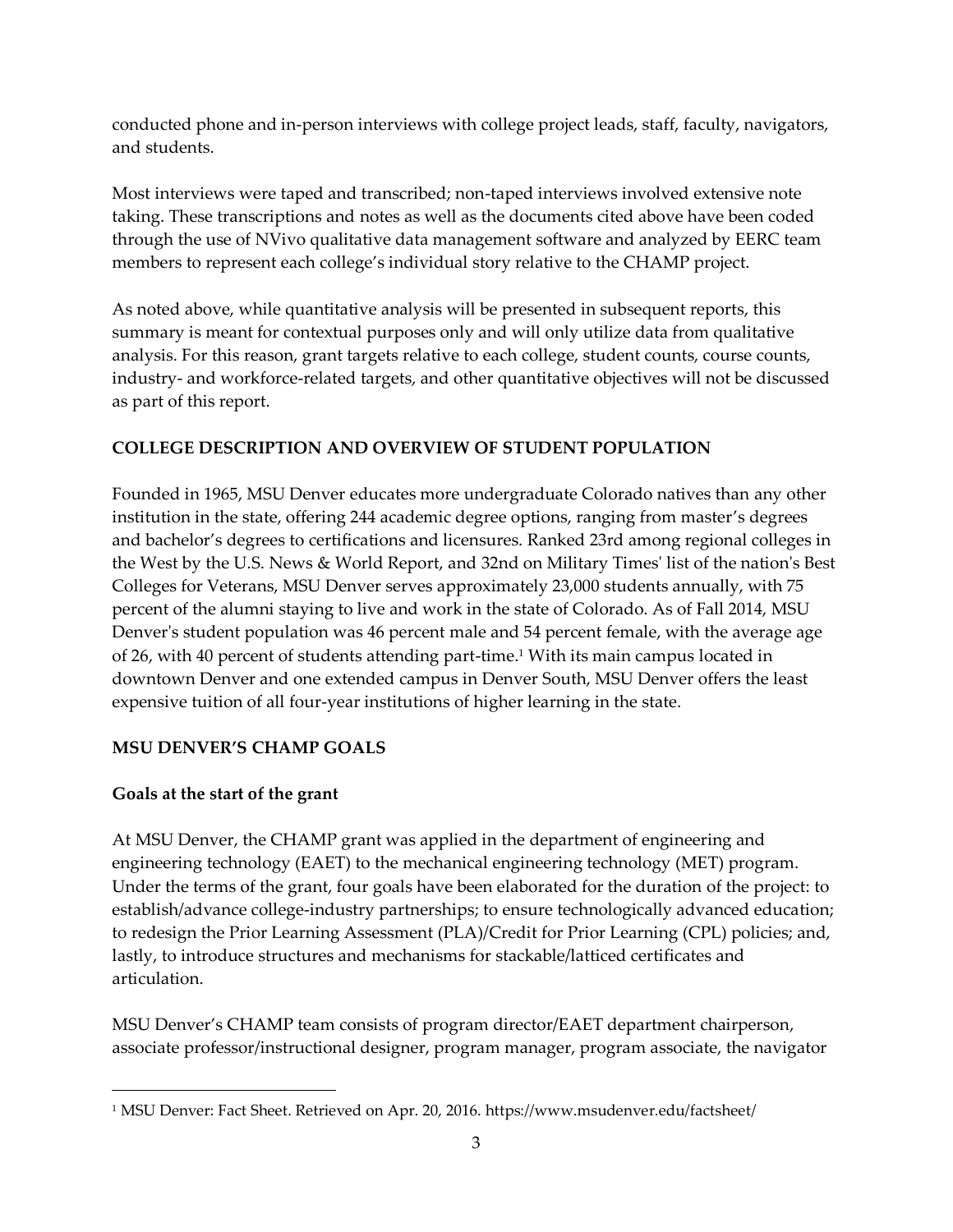conducted phone and in-person interviews with college project leads, staff, faculty, navigators, and students.

Most interviews were taped and transcribed; non-taped interviews involved extensive note taking. These transcriptions and notes as well as the documents cited above have been coded through the use of NVivo qualitative data management software and analyzed by EERC team members to represent each college's individual story relative to the CHAMP project.

As noted above, while quantitative analysis will be presented in subsequent reports, this summary is meant for contextual purposes only and will only utilize data from qualitative analysis. For this reason, grant targets relative to each college, student counts, course counts, industry- and workforce-related targets, and other quantitative objectives will not be discussed as part of this report.

## COLLEGE DESCRIPTION AND OVERVIEW OF STUDENT POPULATION

Founded in 1965, MSU Denver educates more undergraduate Colorado natives than any other institution in the state, offering 244 academic degree options, ranging from master's degrees and bachelor's degrees to certifications and licensures. Ranked 23rd among regional colleges in the West by the U.S. News & World Report, and 32nd on Military Times' list of the nation's Best Colleges for Veterans, MSU Denver serves approximately 23,000 students annually, with 75 percent of the alumni staying to live and work in the state of Colorado. As of Fall 2014, MSU Denver's student population was 46 percent male and 54 percent female, with the average age of 26, with 40 percent of students attending part-time.[1] With its main campus located in downtown Denver and one extended campus in Denver South, MSU Denver offers the least expensive tuition of all four-year institutions of higher learning in the state.

## MSU DENVER'S CHAMP GOALS

### Goals at the start of the grant

At MSU Denver, the CHAMP grant was applied in the department of engineering and engineering technology (EAET) to the mechanical engineering technology (MET) program. Under the terms of the grant, four goals have been elaborated for the duration of the project: to establish/advance college-industry partnerships; to ensure technologically advanced education; to redesign the Prior Learning Assessment (PLA)/Credit for Prior Learning (CPL) policies; and, lastly, to introduce structures and mechanisms for stackable/latticed certificates and articulation.

MSU Denver's CHAMP team consists of program director/EAET department chairperson, associate professor/instructional designer, program manager, program associate, the navigator

[1] MSU Denver: Fact Sheet. Retrieved on Apr. 20, 2016. https://www.msudenver.edu/factsheet/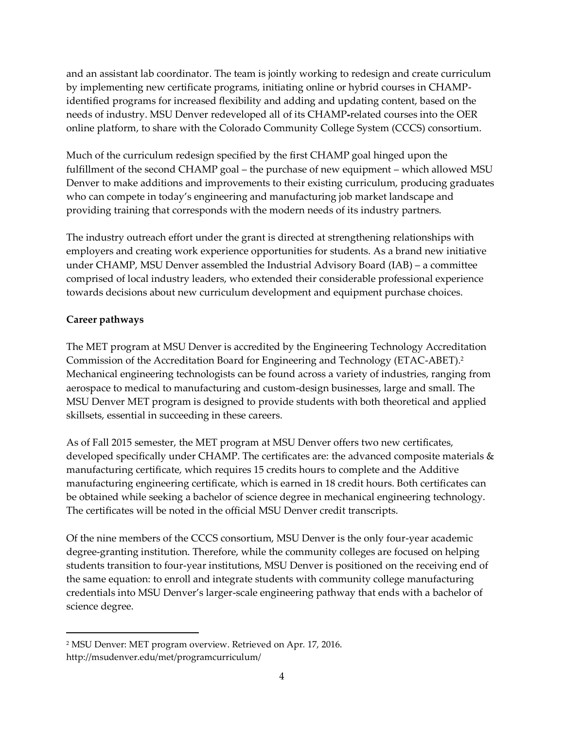and an assistant lab coordinator. The team is jointly working to redesign and create curriculum by implementing new certificate programs, initiating online or hybrid courses in CHAMP-identified programs for increased flexibility and adding and updating content, based on the needs of industry. MSU Denver redeveloped all of its CHAMP-related courses into the OER online platform, to share with the Colorado Community College System (CCCS) consortium.

Much of the curriculum redesign specified by the first CHAMP goal hinged upon the fulfillment of the second CHAMP goal – the purchase of new equipment – which allowed MSU Denver to make additions and improvements to their existing curriculum, producing graduates who can compete in today's engineering and manufacturing job market landscape and providing training that corresponds with the modern needs of its industry partners.

The industry outreach effort under the grant is directed at strengthening relationships with employers and creating work experience opportunities for students. As a brand new initiative under CHAMP, MSU Denver assembled the Industrial Advisory Board (IAB) – a committee comprised of local industry leaders, who extended their considerable professional experience towards decisions about new curriculum development and equipment purchase choices.

**Career pathways**

The MET program at MSU Denver is accredited by the Engineering Technology Accreditation Commission of the Accreditation Board for Engineering and Technology (ETAC-ABET).[2] Mechanical engineering technologists can be found across a variety of industries, ranging from aerospace to medical to manufacturing and custom-design businesses, large and small. The MSU Denver MET program is designed to provide students with both theoretical and applied skillsets, essential in succeeding in these careers.

As of Fall 2015 semester, the MET program at MSU Denver offers two new certificates, developed specifically under CHAMP. The certificates are: the advanced composite materials & manufacturing certificate, which requires 15 credits hours to complete and the Additive manufacturing engineering certificate, which is earned in 18 credit hours. Both certificates can be obtained while seeking a bachelor of science degree in mechanical engineering technology. The certificates will be noted in the official MSU Denver credit transcripts.

Of the nine members of the CCCS consortium, MSU Denver is the only four-year academic degree-granting institution. Therefore, while the community colleges are focused on helping students transition to four-year institutions, MSU Denver is positioned on the receiving end of the same equation: to enroll and integrate students with community college manufacturing credentials into MSU Denver's larger-scale engineering pathway that ends with a bachelor of science degree.

---

[2] MSU Denver: MET program overview. Retrieved on Apr. 17, 2016. http://msudenver.edu/met/programcurriculum/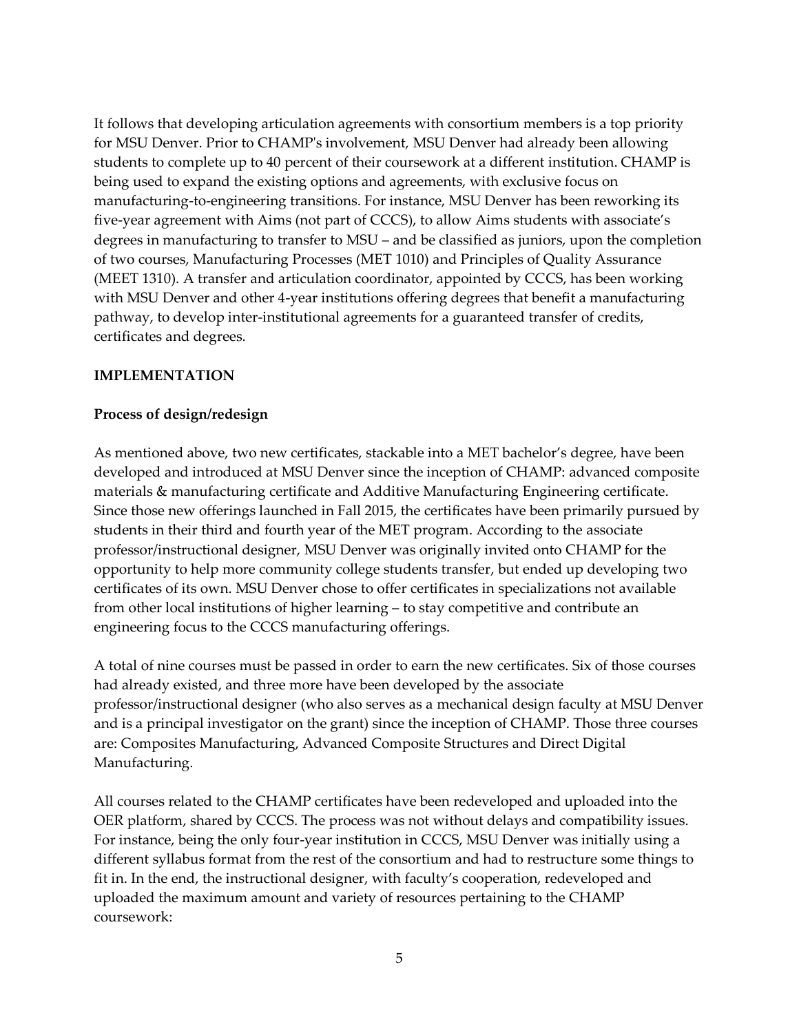It follows that developing articulation agreements with consortium members is a top priority for MSU Denver. Prior to CHAMP's involvement, MSU Denver had already been allowing students to complete up to 40 percent of their coursework at a different institution. CHAMP is being used to expand the existing options and agreements, with exclusive focus on manufacturing-to-engineering transitions. For instance, MSU Denver has been reworking its five-year agreement with Aims (not part of CCCS), to allow Aims students with associate's degrees in manufacturing to transfer to MSU – and be classified as juniors, upon the completion of two courses, Manufacturing Processes (MET 1010) and Principles of Quality Assurance (MEET 1310). A transfer and articulation coordinator, appointed by CCCS, has been working with MSU Denver and other 4-year institutions offering degrees that benefit a manufacturing pathway, to develop inter-institutional agreements for a guaranteed transfer of credits, certificates and degrees.

## IMPLEMENTATION

### Process of design/redesign

As mentioned above, two new certificates, stackable into a MET bachelor's degree, have been developed and introduced at MSU Denver since the inception of CHAMP: advanced composite materials & manufacturing certificate and Additive Manufacturing Engineering certificate. Since those new offerings launched in Fall 2015, the certificates have been primarily pursued by students in their third and fourth year of the MET program. According to the associate professor/instructional designer, MSU Denver was originally invited onto CHAMP for the opportunity to help more community college students transfer, but ended up developing two certificates of its own. MSU Denver chose to offer certificates in specializations not available from other local institutions of higher learning – to stay competitive and contribute an engineering focus to the CCCS manufacturing offerings.

A total of nine courses must be passed in order to earn the new certificates. Six of those courses had already existed, and three more have been developed by the associate professor/instructional designer (who also serves as a mechanical design faculty at MSU Denver and is a principal investigator on the grant) since the inception of CHAMP. Those three courses are: Composites Manufacturing, Advanced Composite Structures and Direct Digital Manufacturing.

All courses related to the CHAMP certificates have been redeveloped and uploaded into the OER platform, shared by CCCS. The process was not without delays and compatibility issues. For instance, being the only four-year institution in CCCS, MSU Denver was initially using a different syllabus format from the rest of the consortium and had to restructure some things to fit in. In the end, the instructional designer, with faculty's cooperation, redeveloped and uploaded the maximum amount and variety of resources pertaining to the CHAMP coursework: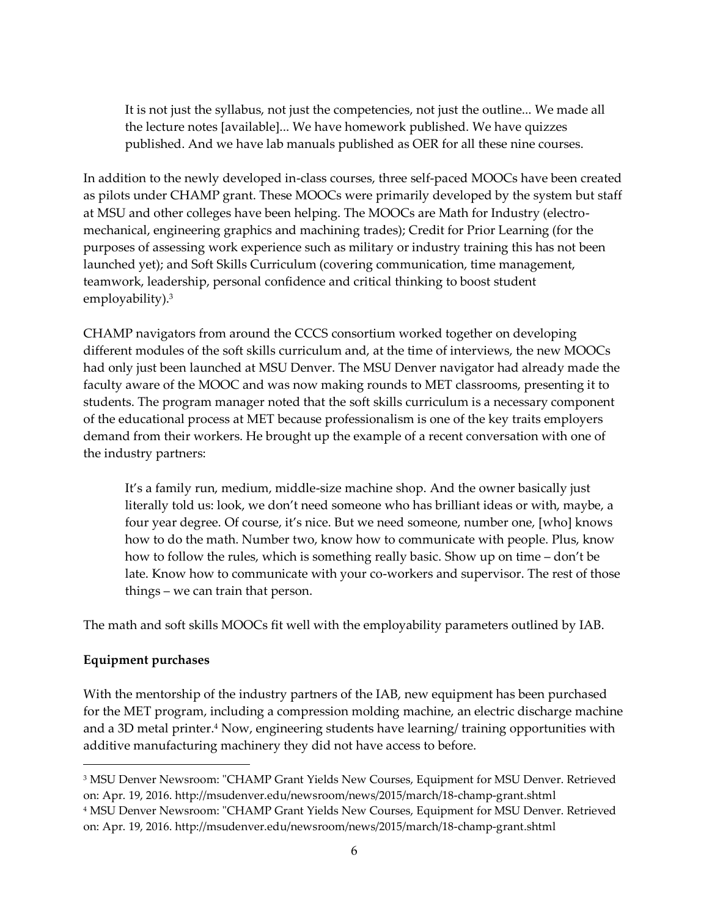> It is not just the syllabus, not just the competencies, not just the outline... We made all the lecture notes [available]... We have homework published. We have quizzes published. And we have lab manuals published as OER for all these nine courses.

In addition to the newly developed in-class courses, three self-paced MOOCs have been created as pilots under CHAMP grant. These MOOCs were primarily developed by the system but staff at MSU and other colleges have been helping. The MOOCs are Math for Industry (electro-mechanical, engineering graphics and machining trades); Credit for Prior Learning (for the purposes of assessing work experience such as military or industry training this has not been launched yet); and Soft Skills Curriculum (covering communication, time management, teamwork, leadership, personal confidence and critical thinking to boost student employability).[3]

CHAMP navigators from around the CCCS consortium worked together on developing different modules of the soft skills curriculum and, at the time of interviews, the new MOOCs had only just been launched at MSU Denver. The MSU Denver navigator had already made the faculty aware of the MOOC and was now making rounds to MET classrooms, presenting it to students. The program manager noted that the soft skills curriculum is a necessary component of the educational process at MET because professionalism is one of the key traits employers demand from their workers. He brought up the example of a recent conversation with one of the industry partners:

> It's a family run, medium, middle-size machine shop. And the owner basically just literally told us: look, we don't need someone who has brilliant ideas or with, maybe, a four year degree. Of course, it's nice. But we need someone, number one, [who] knows how to do the math. Number two, know how to communicate with people. Plus, know how to follow the rules, which is something really basic. Show up on time – don't be late. Know how to communicate with your co-workers and supervisor. The rest of those things – we can train that person.

The math and soft skills MOOCs fit well with the employability parameters outlined by IAB.

**Equipment purchases**

With the mentorship of the industry partners of the IAB, new equipment has been purchased for the MET program, including a compression molding machine, an electric discharge machine and a 3D metal printer.[4] Now, engineering students have learning/ training opportunities with additive manufacturing machinery they did not have access to before.

---

[3] MSU Denver Newsroom: "CHAMP Grant Yields New Courses, Equipment for MSU Denver. Retrieved on: Apr. 19, 2016. http://msudenver.edu/newsroom/news/2015/march/18-champ-grant.shtml

[4] MSU Denver Newsroom: "CHAMP Grant Yields New Courses, Equipment for MSU Denver. Retrieved on: Apr. 19, 2016. http://msudenver.edu/newsroom/news/2015/march/18-champ-grant.shtml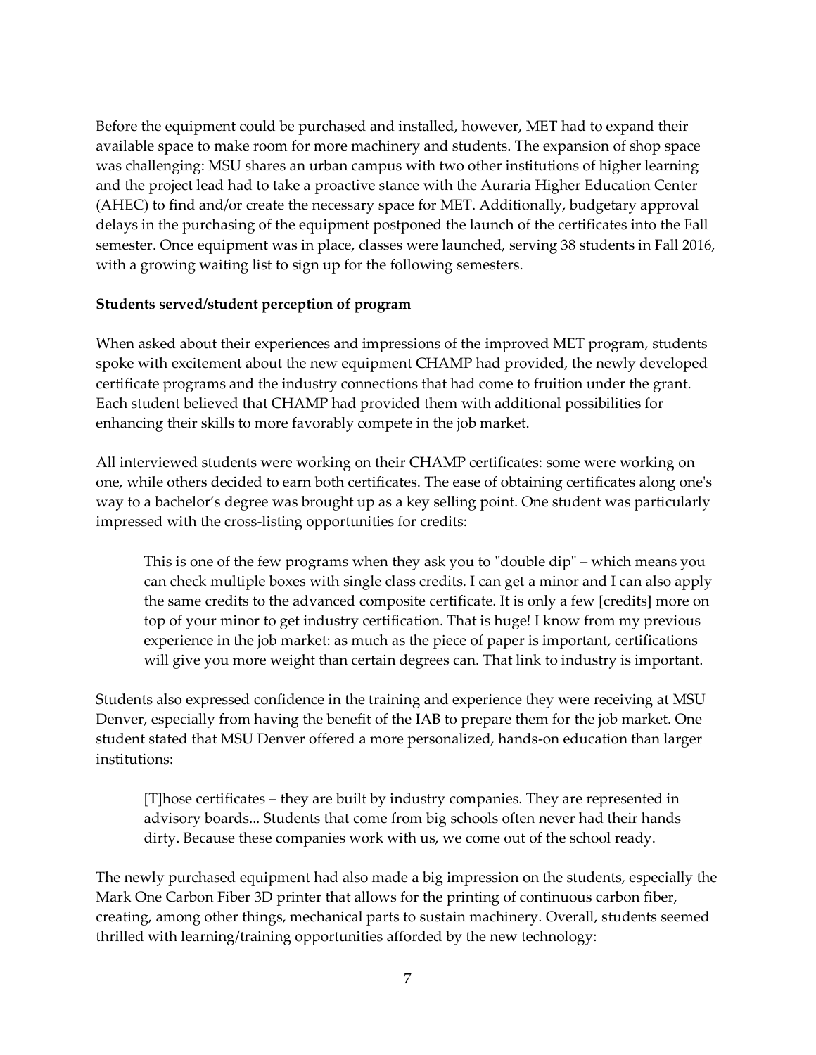Before the equipment could be purchased and installed, however, MET had to expand their available space to make room for more machinery and students. The expansion of shop space was challenging: MSU shares an urban campus with two other institutions of higher learning and the project lead had to take a proactive stance with the Auraria Higher Education Center (AHEC) to find and/or create the necessary space for MET. Additionally, budgetary approval delays in the purchasing of the equipment postponed the launch of the certificates into the Fall semester. Once equipment was in place, classes were launched, serving 38 students in Fall 2016, with a growing waiting list to sign up for the following semesters.

**Students served/student perception of program**

When asked about their experiences and impressions of the improved MET program, students spoke with excitement about the new equipment CHAMP had provided, the newly developed certificate programs and the industry connections that had come to fruition under the grant. Each student believed that CHAMP had provided them with additional possibilities for enhancing their skills to more favorably compete in the job market.

All interviewed students were working on their CHAMP certificates: some were working on one, while others decided to earn both certificates. The ease of obtaining certificates along one's way to a bachelor's degree was brought up as a key selling point. One student was particularly impressed with the cross-listing opportunities for credits:

> This is one of the few programs when they ask you to "double dip" – which means you can check multiple boxes with single class credits. I can get a minor and I can also apply the same credits to the advanced composite certificate. It is only a few [credits] more on top of your minor to get industry certification. That is huge! I know from my previous experience in the job market: as much as the piece of paper is important, certifications will give you more weight than certain degrees can. That link to industry is important.

Students also expressed confidence in the training and experience they were receiving at MSU Denver, especially from having the benefit of the IAB to prepare them for the job market. One student stated that MSU Denver offered a more personalized, hands-on education than larger institutions:

> [T]hose certificates – they are built by industry companies. They are represented in advisory boards... Students that come from big schools often never had their hands dirty. Because these companies work with us, we come out of the school ready.

The newly purchased equipment had also made a big impression on the students, especially the Mark One Carbon Fiber 3D printer that allows for the printing of continuous carbon fiber, creating, among other things, mechanical parts to sustain machinery. Overall, students seemed thrilled with learning/training opportunities afforded by the new technology: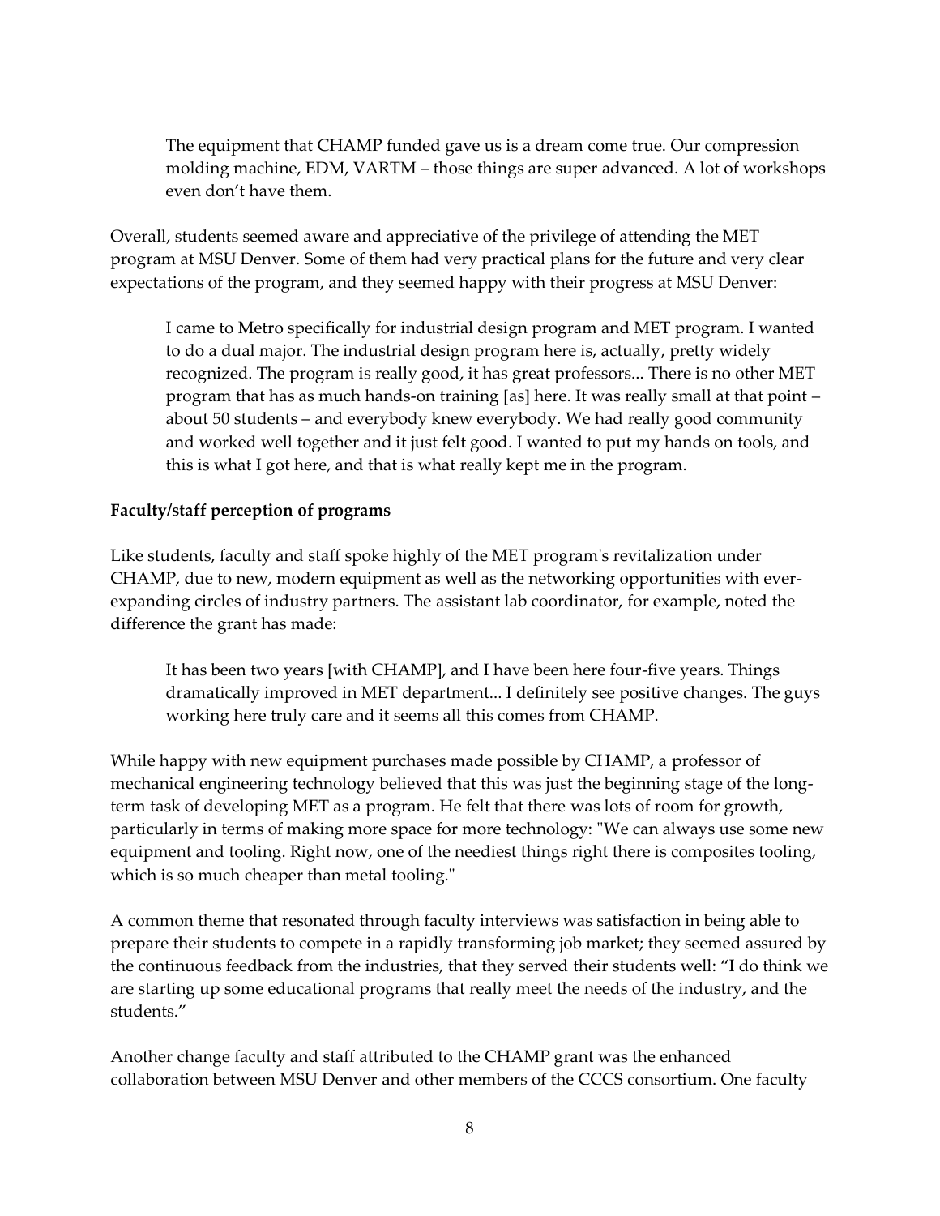> The equipment that CHAMP funded gave us is a dream come true. Our compression molding machine, EDM, VARTM – those things are super advanced. A lot of workshops even don't have them.

Overall, students seemed aware and appreciative of the privilege of attending the MET program at MSU Denver. Some of them had very practical plans for the future and very clear expectations of the program, and they seemed happy with their progress at MSU Denver:

> I came to Metro specifically for industrial design program and MET program. I wanted to do a dual major. The industrial design program here is, actually, pretty widely recognized. The program is really good, it has great professors... There is no other MET program that has as much hands-on training [as] here. It was really small at that point – about 50 students – and everybody knew everybody. We had really good community and worked well together and it just felt good. I wanted to put my hands on tools, and this is what I got here, and that is what really kept me in the program.

**Faculty/staff perception of programs**

Like students, faculty and staff spoke highly of the MET program's revitalization under CHAMP, due to new, modern equipment as well as the networking opportunities with ever-expanding circles of industry partners. The assistant lab coordinator, for example, noted the difference the grant has made:

> It has been two years [with CHAMP], and I have been here four-five years. Things dramatically improved in MET department... I definitely see positive changes. The guys working here truly care and it seems all this comes from CHAMP.

While happy with new equipment purchases made possible by CHAMP, a professor of mechanical engineering technology believed that this was just the beginning stage of the long-term task of developing MET as a program. He felt that there was lots of room for growth, particularly in terms of making more space for more technology: "We can always use some new equipment and tooling. Right now, one of the neediest things right there is composites tooling, which is so much cheaper than metal tooling."

A common theme that resonated through faculty interviews was satisfaction in being able to prepare their students to compete in a rapidly transforming job market; they seemed assured by the continuous feedback from the industries, that they served their students well: "I do think we are starting up some educational programs that really meet the needs of the industry, and the students."

Another change faculty and staff attributed to the CHAMP grant was the enhanced collaboration between MSU Denver and other members of the CCCS consortium. One faculty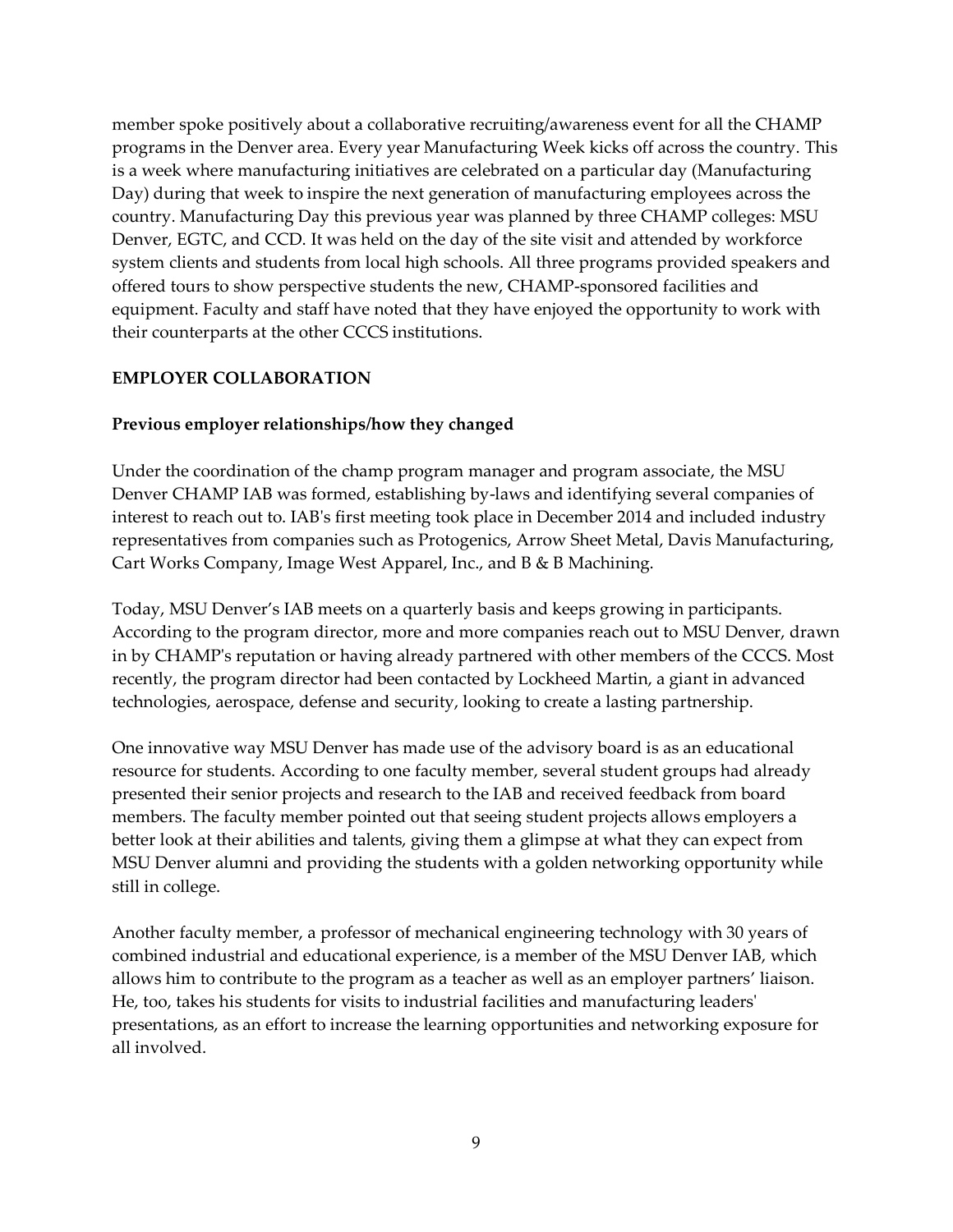member spoke positively about a collaborative recruiting/awareness event for all the CHAMP programs in the Denver area. Every year Manufacturing Week kicks off across the country. This is a week where manufacturing initiatives are celebrated on a particular day (Manufacturing Day) during that week to inspire the next generation of manufacturing employees across the country. Manufacturing Day this previous year was planned by three CHAMP colleges: MSU Denver, EGTC, and CCD. It was held on the day of the site visit and attended by workforce system clients and students from local high schools. All three programs provided speakers and offered tours to show perspective students the new, CHAMP-sponsored facilities and equipment. Faculty and staff have noted that they have enjoyed the opportunity to work with their counterparts at the other CCCS institutions.

## EMPLOYER COLLABORATION

### Previous employer relationships/how they changed

Under the coordination of the champ program manager and program associate, the MSU Denver CHAMP IAB was formed, establishing by-laws and identifying several companies of interest to reach out to. IAB's first meeting took place in December 2014 and included industry representatives from companies such as Protogenics, Arrow Sheet Metal, Davis Manufacturing, Cart Works Company, Image West Apparel, Inc., and B & B Machining.

Today, MSU Denver's IAB meets on a quarterly basis and keeps growing in participants. According to the program director, more and more companies reach out to MSU Denver, drawn in by CHAMP's reputation or having already partnered with other members of the CCCS. Most recently, the program director had been contacted by Lockheed Martin, a giant in advanced technologies, aerospace, defense and security, looking to create a lasting partnership.

One innovative way MSU Denver has made use of the advisory board is as an educational resource for students. According to one faculty member, several student groups had already presented their senior projects and research to the IAB and received feedback from board members. The faculty member pointed out that seeing student projects allows employers a better look at their abilities and talents, giving them a glimpse at what they can expect from MSU Denver alumni and providing the students with a golden networking opportunity while still in college.

Another faculty member, a professor of mechanical engineering technology with 30 years of combined industrial and educational experience, is a member of the MSU Denver IAB, which allows him to contribute to the program as a teacher as well as an employer partners' liaison. He, too, takes his students for visits to industrial facilities and manufacturing leaders' presentations, as an effort to increase the learning opportunities and networking exposure for all involved.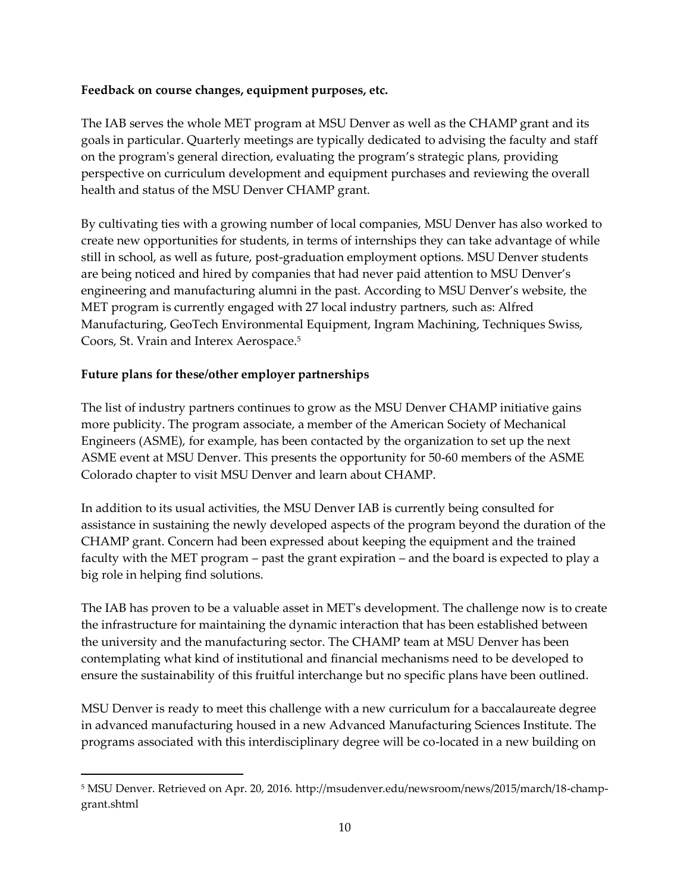**Feedback on course changes, equipment purposes, etc.**

The IAB serves the whole MET program at MSU Denver as well as the CHAMP grant and its goals in particular. Quarterly meetings are typically dedicated to advising the faculty and staff on the program's general direction, evaluating the program's strategic plans, providing perspective on curriculum development and equipment purchases and reviewing the overall health and status of the MSU Denver CHAMP grant.

By cultivating ties with a growing number of local companies, MSU Denver has also worked to create new opportunities for students, in terms of internships they can take advantage of while still in school, as well as future, post-graduation employment options. MSU Denver students are being noticed and hired by companies that had never paid attention to MSU Denver's engineering and manufacturing alumni in the past. According to MSU Denver's website, the MET program is currently engaged with 27 local industry partners, such as: Alfred Manufacturing, GeoTech Environmental Equipment, Ingram Machining, Techniques Swiss, Coors, St. Vrain and Interex Aerospace.[5]

**Future plans for these/other employer partnerships**

The list of industry partners continues to grow as the MSU Denver CHAMP initiative gains more publicity. The program associate, a member of the American Society of Mechanical Engineers (ASME), for example, has been contacted by the organization to set up the next ASME event at MSU Denver. This presents the opportunity for 50-60 members of the ASME Colorado chapter to visit MSU Denver and learn about CHAMP.

In addition to its usual activities, the MSU Denver IAB is currently being consulted for assistance in sustaining the newly developed aspects of the program beyond the duration of the CHAMP grant. Concern had been expressed about keeping the equipment and the trained faculty with the MET program – past the grant expiration – and the board is expected to play a big role in helping find solutions.

The IAB has proven to be a valuable asset in MET's development. The challenge now is to create the infrastructure for maintaining the dynamic interaction that has been established between the university and the manufacturing sector. The CHAMP team at MSU Denver has been contemplating what kind of institutional and financial mechanisms need to be developed to ensure the sustainability of this fruitful interchange but no specific plans have been outlined.

MSU Denver is ready to meet this challenge with a new curriculum for a baccalaureate degree in advanced manufacturing housed in a new Advanced Manufacturing Sciences Institute. The programs associated with this interdisciplinary degree will be co-located in a new building on

---

[5] MSU Denver. Retrieved on Apr. 20, 2016. http://msudenver.edu/newsroom/news/2015/march/18-champ-grant.shtml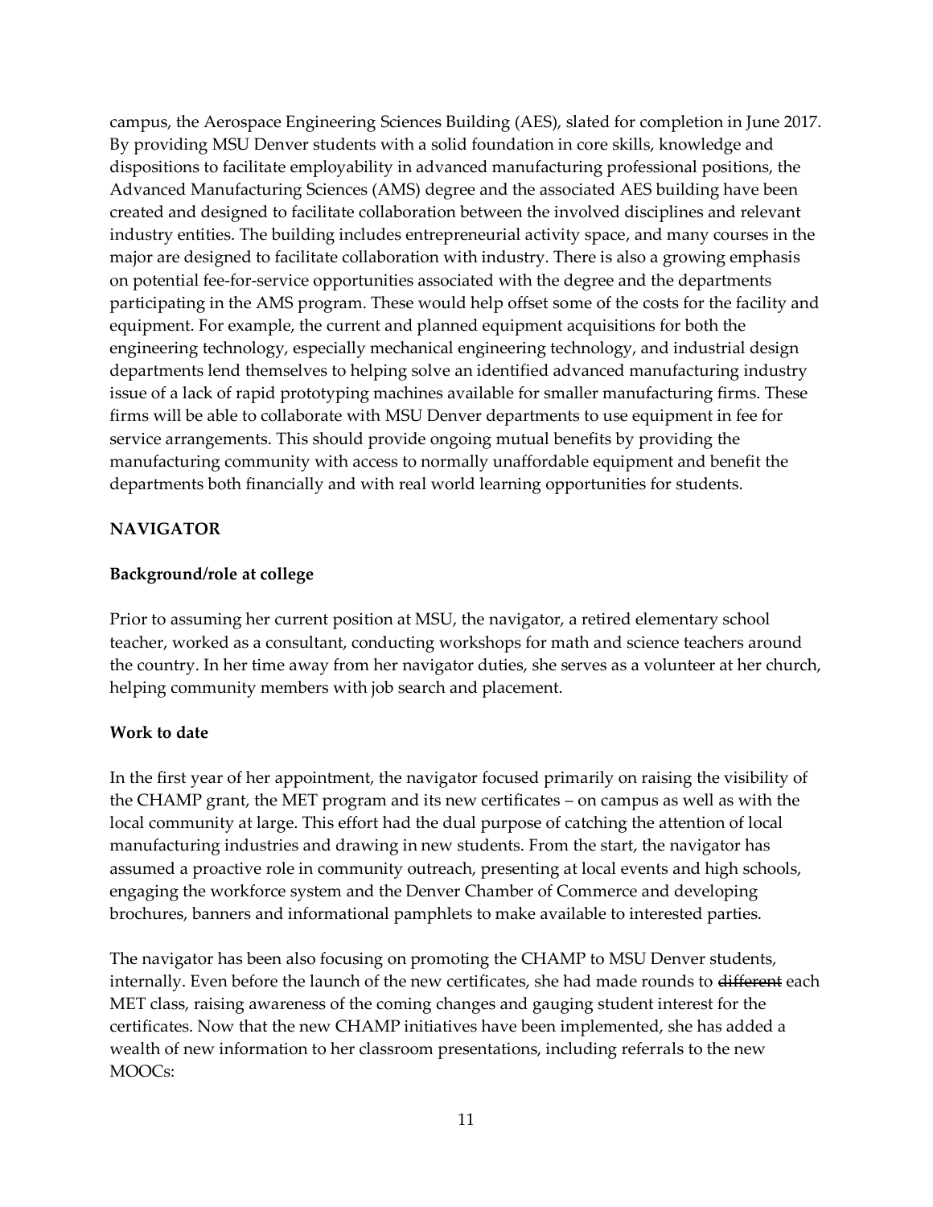campus, the Aerospace Engineering Sciences Building (AES), slated for completion in June 2017. By providing MSU Denver students with a solid foundation in core skills, knowledge and dispositions to facilitate employability in advanced manufacturing professional positions, the Advanced Manufacturing Sciences (AMS) degree and the associated AES building have been created and designed to facilitate collaboration between the involved disciplines and relevant industry entities. The building includes entrepreneurial activity space, and many courses in the major are designed to facilitate collaboration with industry. There is also a growing emphasis on potential fee-for-service opportunities associated with the degree and the departments participating in the AMS program. These would help offset some of the costs for the facility and equipment. For example, the current and planned equipment acquisitions for both the engineering technology, especially mechanical engineering technology, and industrial design departments lend themselves to helping solve an identified advanced manufacturing industry issue of a lack of rapid prototyping machines available for smaller manufacturing firms. These firms will be able to collaborate with MSU Denver departments to use equipment in fee for service arrangements. This should provide ongoing mutual benefits by providing the manufacturing community with access to normally unaffordable equipment and benefit the departments both financially and with real world learning opportunities for students.

## NAVIGATOR

### Background/role at college

Prior to assuming her current position at MSU, the navigator, a retired elementary school teacher, worked as a consultant, conducting workshops for math and science teachers around the country. In her time away from her navigator duties, she serves as a volunteer at her church, helping community members with job search and placement.

### Work to date

In the first year of her appointment, the navigator focused primarily on raising the visibility of the CHAMP grant, the MET program and its new certificates – on campus as well as with the local community at large. This effort had the dual purpose of catching the attention of local manufacturing industries and drawing in new students. From the start, the navigator has assumed a proactive role in community outreach, presenting at local events and high schools, engaging the workforce system and the Denver Chamber of Commerce and developing brochures, banners and informational pamphlets to make available to interested parties.

The navigator has been also focusing on promoting the CHAMP to MSU Denver students, internally. Even before the launch of the new certificates, she had made rounds to ~~different~~ each MET class, raising awareness of the coming changes and gauging student interest for the certificates. Now that the new CHAMP initiatives have been implemented, she has added a wealth of new information to her classroom presentations, including referrals to the new MOOCs: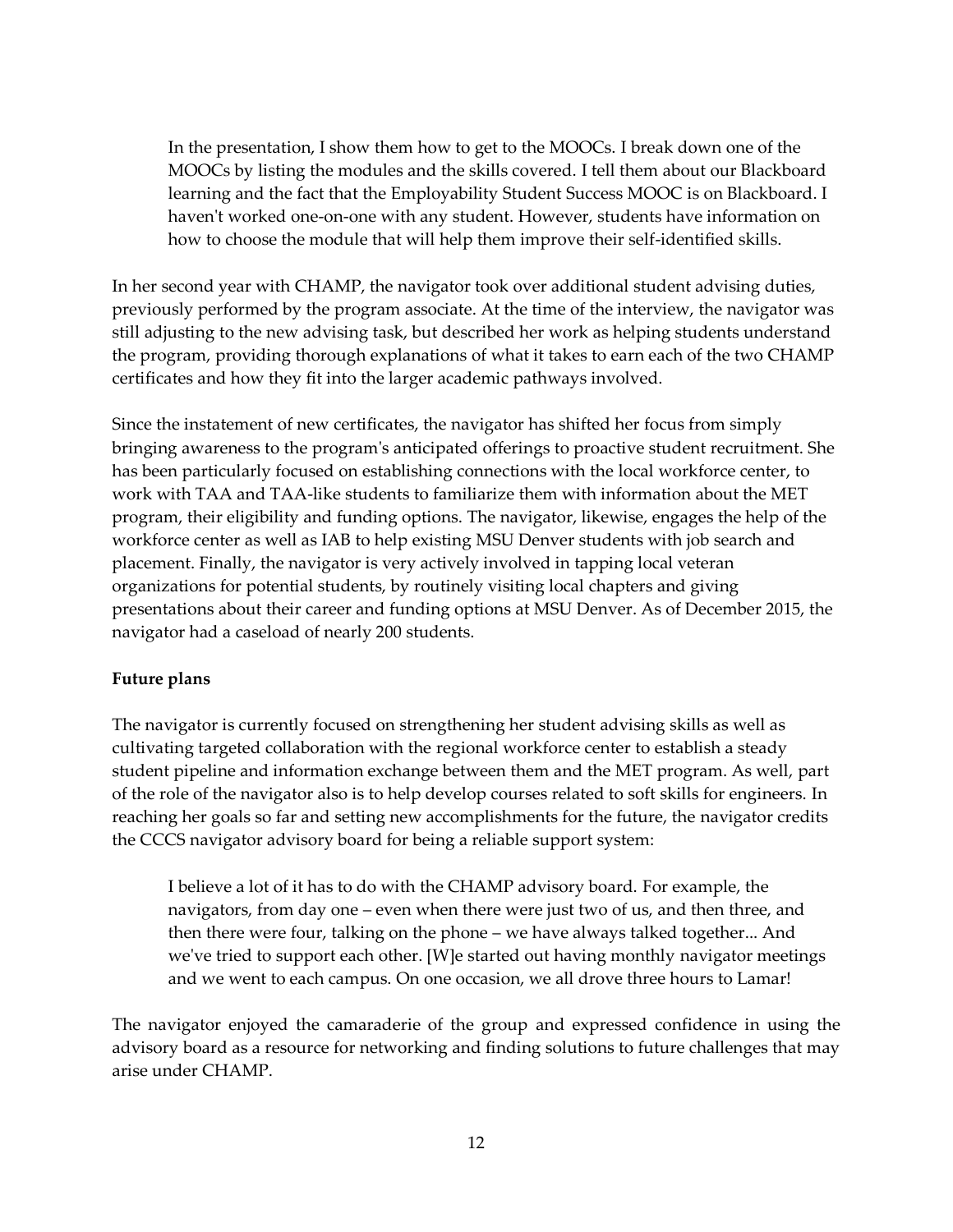> In the presentation, I show them how to get to the MOOCs. I break down one of the MOOCs by listing the modules and the skills covered. I tell them about our Blackboard learning and the fact that the Employability Student Success MOOC is on Blackboard. I haven't worked one-on-one with any student. However, students have information on how to choose the module that will help them improve their self-identified skills.

In her second year with CHAMP, the navigator took over additional student advising duties, previously performed by the program associate. At the time of the interview, the navigator was still adjusting to the new advising task, but described her work as helping students understand the program, providing thorough explanations of what it takes to earn each of the two CHAMP certificates and how they fit into the larger academic pathways involved.

Since the instatement of new certificates, the navigator has shifted her focus from simply bringing awareness to the program's anticipated offerings to proactive student recruitment. She has been particularly focused on establishing connections with the local workforce center, to work with TAA and TAA-like students to familiarize them with information about the MET program, their eligibility and funding options. The navigator, likewise, engages the help of the workforce center as well as IAB to help existing MSU Denver students with job search and placement. Finally, the navigator is very actively involved in tapping local veteran organizations for potential students, by routinely visiting local chapters and giving presentations about their career and funding options at MSU Denver. As of December 2015, the navigator had a caseload of nearly 200 students.

**Future plans**

The navigator is currently focused on strengthening her student advising skills as well as cultivating targeted collaboration with the regional workforce center to establish a steady student pipeline and information exchange between them and the MET program. As well, part of the role of the navigator also is to help develop courses related to soft skills for engineers. In reaching her goals so far and setting new accomplishments for the future, the navigator credits the CCCS navigator advisory board for being a reliable support system:

> I believe a lot of it has to do with the CHAMP advisory board. For example, the navigators, from day one – even when there were just two of us, and then three, and then there were four, talking on the phone – we have always talked together... And we've tried to support each other. [W]e started out having monthly navigator meetings and we went to each campus. On one occasion, we all drove three hours to Lamar!

The navigator enjoyed the camaraderie of the group and expressed confidence in using the advisory board as a resource for networking and finding solutions to future challenges that may arise under CHAMP.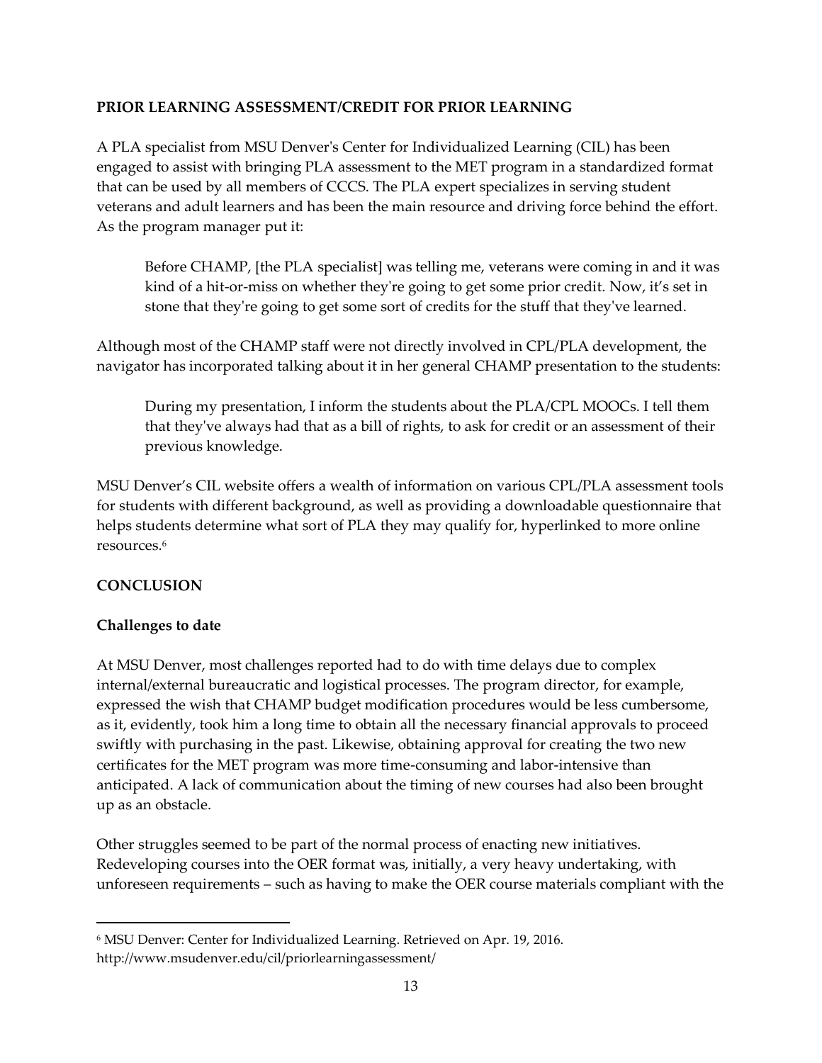## PRIOR LEARNING ASSESSMENT/CREDIT FOR PRIOR LEARNING

A PLA specialist from MSU Denver's Center for Individualized Learning (CIL) has been engaged to assist with bringing PLA assessment to the MET program in a standardized format that can be used by all members of CCCS. The PLA expert specializes in serving student veterans and adult learners and has been the main resource and driving force behind the effort. As the program manager put it:

> Before CHAMP, [the PLA specialist] was telling me, veterans were coming in and it was kind of a hit-or-miss on whether they're going to get some prior credit. Now, it's set in stone that they're going to get some sort of credits for the stuff that they've learned.

Although most of the CHAMP staff were not directly involved in CPL/PLA development, the navigator has incorporated talking about it in her general CHAMP presentation to the students:

> During my presentation, I inform the students about the PLA/CPL MOOCs. I tell them that they've always had that as a bill of rights, to ask for credit or an assessment of their previous knowledge.

MSU Denver's CIL website offers a wealth of information on various CPL/PLA assessment tools for students with different background, as well as providing a downloadable questionnaire that helps students determine what sort of PLA they may qualify for, hyperlinked to more online resources.[6]

## CONCLUSION

### Challenges to date

At MSU Denver, most challenges reported had to do with time delays due to complex internal/external bureaucratic and logistical processes. The program director, for example, expressed the wish that CHAMP budget modification procedures would be less cumbersome, as it, evidently, took him a long time to obtain all the necessary financial approvals to proceed swiftly with purchasing in the past. Likewise, obtaining approval for creating the two new certificates for the MET program was more time-consuming and labor-intensive than anticipated. A lack of communication about the timing of new courses had also been brought up as an obstacle.

Other struggles seemed to be part of the normal process of enacting new initiatives. Redeveloping courses into the OER format was, initially, a very heavy undertaking, with unforeseen requirements – such as having to make the OER course materials compliant with the

---

[6] MSU Denver: Center for Individualized Learning. Retrieved on Apr. 19, 2016. http://www.msudenver.edu/cil/priorlearningassessment/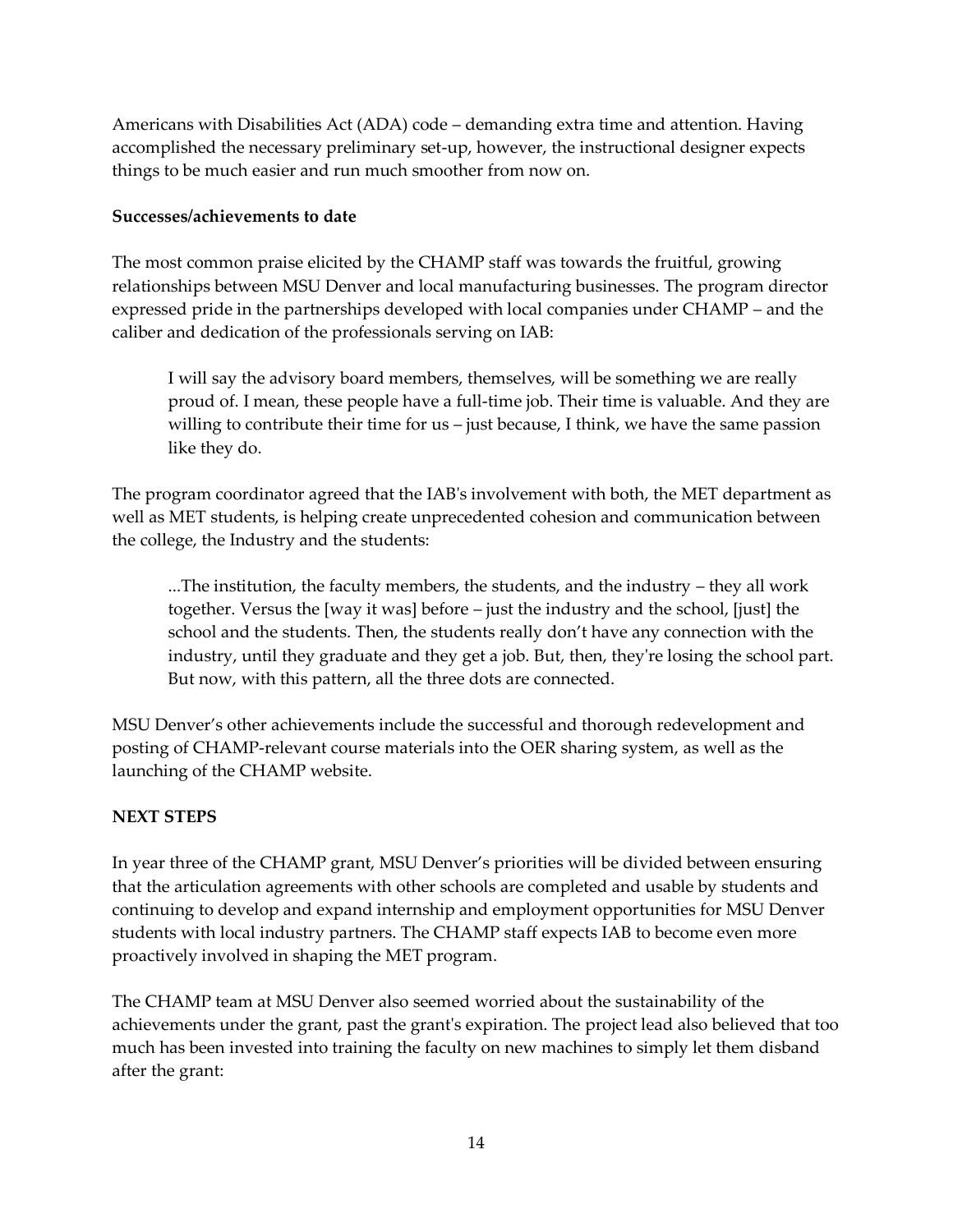Americans with Disabilities Act (ADA) code – demanding extra time and attention. Having accomplished the necessary preliminary set-up, however, the instructional designer expects things to be much easier and run much smoother from now on.

**Successes/achievements to date**

The most common praise elicited by the CHAMP staff was towards the fruitful, growing relationships between MSU Denver and local manufacturing businesses. The program director expressed pride in the partnerships developed with local companies under CHAMP – and the caliber and dedication of the professionals serving on IAB:

> I will say the advisory board members, themselves, will be something we are really proud of. I mean, these people have a full-time job. Their time is valuable. And they are willing to contribute their time for us – just because, I think, we have the same passion like they do.

The program coordinator agreed that the IAB's involvement with both, the MET department as well as MET students, is helping create unprecedented cohesion and communication between the college, the Industry and the students:

> ...The institution, the faculty members, the students, and the industry – they all work together. Versus the [way it was] before – just the industry and the school, [just] the school and the students. Then, the students really don't have any connection with the industry, until they graduate and they get a job. But, then, they're losing the school part. But now, with this pattern, all the three dots are connected.

MSU Denver's other achievements include the successful and thorough redevelopment and posting of CHAMP-relevant course materials into the OER sharing system, as well as the launching of the CHAMP website.

**NEXT STEPS**

In year three of the CHAMP grant, MSU Denver's priorities will be divided between ensuring that the articulation agreements with other schools are completed and usable by students and continuing to develop and expand internship and employment opportunities for MSU Denver students with local industry partners. The CHAMP staff expects IAB to become even more proactively involved in shaping the MET program.

The CHAMP team at MSU Denver also seemed worried about the sustainability of the achievements under the grant, past the grant's expiration. The project lead also believed that too much has been invested into training the faculty on new machines to simply let them disband after the grant: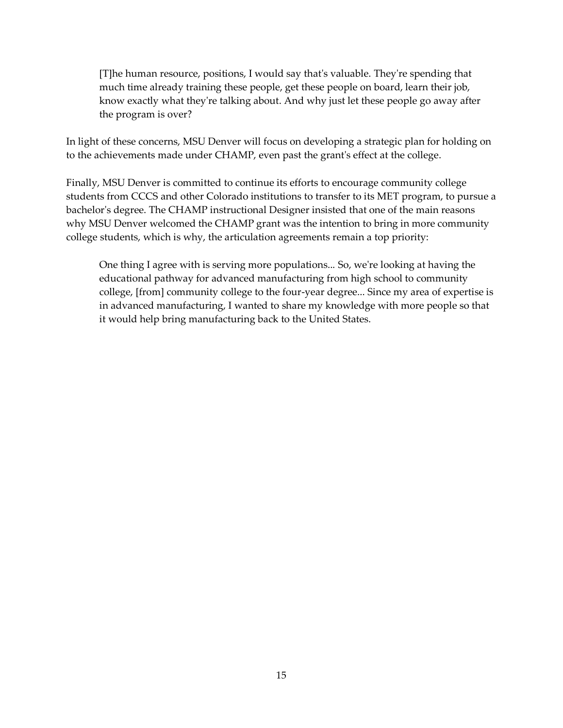> [T]he human resource, positions, I would say that's valuable. They're spending that much time already training these people, get these people on board, learn their job, know exactly what they're talking about. And why just let these people go away after the program is over?

In light of these concerns, MSU Denver will focus on developing a strategic plan for holding on to the achievements made under CHAMP, even past the grant's effect at the college.

Finally, MSU Denver is committed to continue its efforts to encourage community college students from CCCS and other Colorado institutions to transfer to its MET program, to pursue a bachelor's degree. The CHAMP instructional Designer insisted that one of the main reasons why MSU Denver welcomed the CHAMP grant was the intention to bring in more community college students, which is why, the articulation agreements remain a top priority:

> One thing I agree with is serving more populations... So, we're looking at having the educational pathway for advanced manufacturing from high school to community college, [from] community college to the four-year degree... Since my area of expertise is in advanced manufacturing, I wanted to share my knowledge with more people so that it would help bring manufacturing back to the United States.